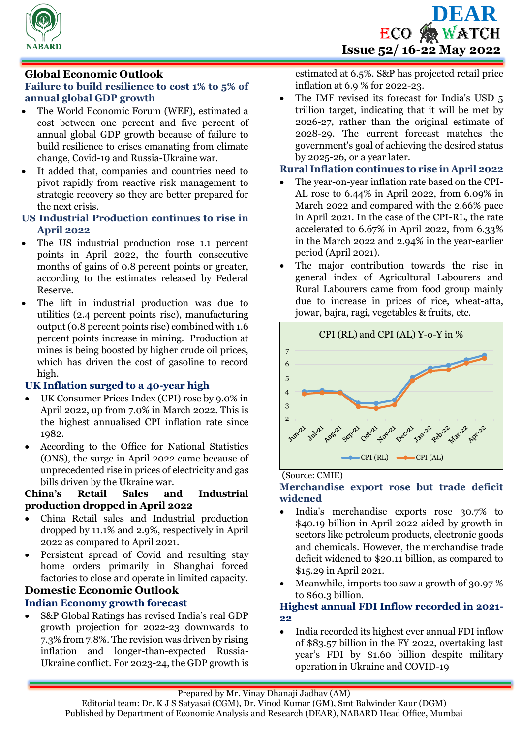# DEAR ECO WATCH

**Issue 52/ 16-22 May 2022**

## Global Economic Outlook

### Failure to build resilience to cost 1% to 5% of annual global GDP growth

- The World Economic Forum (WEF), estimated a cost between one percent and five percent of annual global GDP growth because of failure to build resilience to crises emanating from climate change, Covid-19 and Russia-Ukraine war.
- It added that, companies and countries need to pivot rapidly from reactive risk management to strategic recovery so they are better prepared for the next crisis.

### US Industrial Production continues to rise in April 2022

- The US industrial production rose 1.1 percent points in April 2022, the fourth consecutive months of gains of 0.8 percent points or greater, according to the estimates released by Federal Reserve.
- The lift in industrial production was due to utilities (2.4 percent points rise), manufacturing output (0.8 percent points rise) combined with 1.6 percent points increase in mining. Production at mines is being boosted by higher crude oil prices, which has driven the cost of gasoline to record high.

### UK Inflation surged to a 40-year high

- UK Consumer Prices Index (CPI) rose by 9.0% in April 2022, up from 7.0% in March 2022. This is the highest annualised CPI inflation rate since 1982.
- According to the Office for National Statistics (ONS), the surge in April 2022 came because of unprecedented rise in prices of electricity and gas bills driven by the Ukraine war.

### China's Retail Sales and Industrial production dropped in April 2022

- China Retail sales and Industrial production dropped by 11.1% and 2.9%, respectively in April 2022 as compared to April 2021.
- Persistent spread of Covid and resulting stay home orders primarily in Shanghai forced factories to close and operate in limited capacity.

## Domestic Economic Outlook

### Indian Economy growth forecast

- S&P Global Ratings has revised India's real GDP growth projection for 2022-23 downwards to 7.3% from 7.8%. The revision was driven by rising inflation and longer-than-expected Russia-Ukraine conflict. For 2023-24, the GDP growth is estimated at 6.5%. S&P has projected retail price inflation at 6.9 % for 2022-23.
- The IMF revised its forecast for India's USD 5 trillion target, indicating that it will be met by 2026-27, rather than the original estimate of 2028-29. The current forecast matches the government's goal of achieving the desired status by 2025-26, or a year later.

### Rural Inflation continues to rise in April 2022

- The year-on-year inflation rate based on the CPI-AL rose to 6.44% in April 2022, from 6.09% in March 2022 and compared with the 2.66% pace in April 2021. In the case of the CPI-RL, the rate accelerated to 6.67% in April 2022, from 6.33% in the March 2022 and 2.94% in the year-earlier period (April 2021).
- The major contribution towards the rise in general index of Agricultural Labourers and Rural Labourers came from food group mainly due to increase in prices of rice, wheat-atta, jowar, bajra, ragi, vegetables & fruits, etc.

CPI (RL) and CPI (AL) Y-o-Y in %

(Source: CMIE)

### Merchandise export rose but trade deficit widened

- India's merchandise exports rose 30.7% to $40.19 billion in April 2022 aided by growth in sectors like petroleum products, electronic goods and chemicals. However, the merchandise trade deficit widened to $20.11 billion, as compared to $15.29 in April 2021.
- Meanwhile, imports too saw a growth of 30.97 % to $60.3 billion.

### Highest annual FDI Inflow recorded in 2021-22

- India recorded its highest ever annual FDI inflow of $83.57 billion in the FY 2022, overtaking last year's FDI by $1.60 billion despite military operation in Ukraine and COVID-19

Prepared by Mr. Vinay Dhanaji Jadhav (AM)
Editorial team: Dr. K J S Satyasai (CGM), Dr. Vinod Kumar (GM), Smt Balwinder Kaur (DGM)
Published by Department of Economic Analysis and Research (DEAR), NABARD Head Office, Mumbai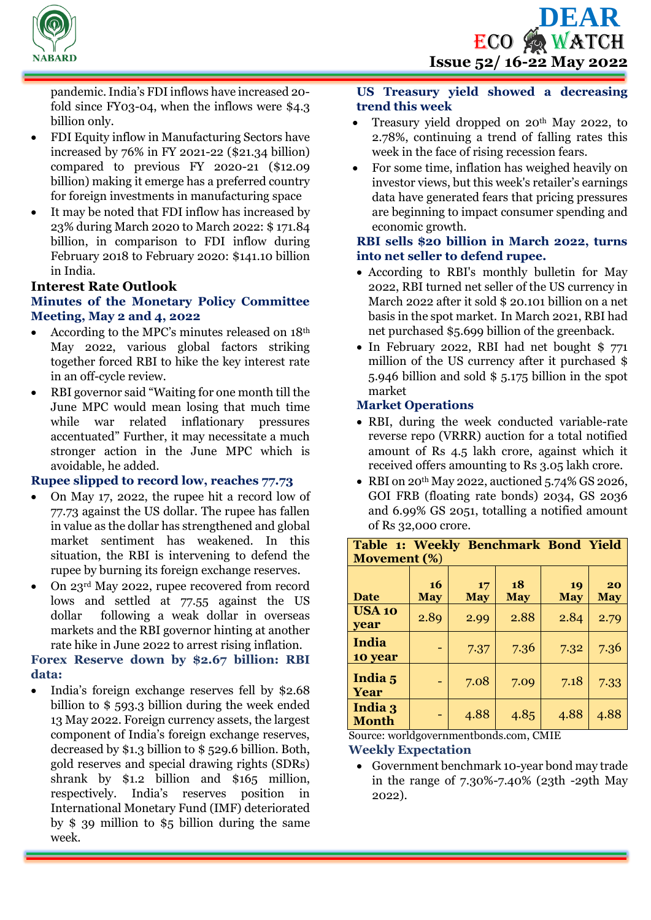pandemic. India's FDI inflows have increased 20-fold since FY03-04, when the inflows were $4.3 billion only.

- FDI Equity inflow in Manufacturing Sectors have increased by 76% in FY 2021-22 ($21.34 billion) compared to previous FY 2020-21 ($12.09 billion) making it emerge has a preferred country for foreign investments in manufacturing space
- It may be noted that FDI inflow has increased by 23% during March 2020 to March 2022: $ 171.84 billion, in comparison to FDI inflow during February 2018 to February 2020: $141.10 billion in India.

## Interest Rate Outlook

### Minutes of the Monetary Policy Committee Meeting, May 2 and 4, 2022

- According to the MPC's minutes released on 18th May 2022, various global factors striking together forced RBI to hike the key interest rate in an off-cycle review.
- RBI governor said "Waiting for one month till the June MPC would mean losing that much time while war related inflationary pressures accentuated" Further, it may necessitate a much stronger action in the June MPC which is avoidable, he added.

### Rupee slipped to record low, reaches 77.73

- On May 17, 2022, the rupee hit a record low of 77.73 against the US dollar. The rupee has fallen in value as the dollar has strengthened and global market sentiment has weakened. In this situation, the RBI is intervening to defend the rupee by burning its foreign exchange reserves.
- On 23rd May 2022, rupee recovered from record lows and settled at 77.55 against the US dollar following a weak dollar in overseas markets and the RBI governor hinting at another rate hike in June 2022 to arrest rising inflation.

### Forex Reserve down by $2.67 billion: RBI data:

- India's foreign exchange reserves fell by $2.68 billion to $ 593.3 billion during the week ended 13 May 2022. Foreign currency assets, the largest component of India's foreign exchange reserves, decreased by $1.3 billion to $ 529.6 billion. Both, gold reserves and special drawing rights (SDRs) shrank by $1.2 billion and $165 million, respectively. India's reserves position in International Monetary Fund (IMF) deteriorated by $ 39 million to $5 billion during the same week.

### US Treasury yield showed a decreasing trend this week

- Treasury yield dropped on 20th May 2022, to 2.78%, continuing a trend of falling rates this week in the face of rising recession fears.
- For some time, inflation has weighed heavily on investor views, but this week's retailer's earnings data have generated fears that pricing pressures are beginning to impact consumer spending and economic growth.

### RBI sells $20 billion in March 2022, turns into net seller to defend rupee.

- According to RBI's monthly bulletin for May 2022, RBI turned net seller of the US currency in March 2022 after it sold $ 20.101 billion on a net basis in the spot market. In March 2021, RBI had net purchased $5.699 billion of the greenback.
- In February 2022, RBI had net bought $ 771 million of the US currency after it purchased $ 5.946 billion and sold $ 5.175 billion in the spot market

### Market Operations

- RBI, during the week conducted variable-rate reverse repo (VRRR) auction for a total notified amount of Rs 4.5 lakh crore, against which it received offers amounting to Rs 3.05 lakh crore.
- RBI on 20th May 2022, auctioned 5.74% GS 2026, GOI FRB (floating rate bonds) 2034, GS 2036 and 6.99% GS 2051, totalling a notified amount of Rs 32,000 crore.

**Table 1: Weekly Benchmark Bond Yield Movement (%)**

| Date | 16 May | 17 May | 18 May | 19 May | 20 May |
|---|---|---|---|---|---|
| USA 10 year | 2.89 | 2.99 | 2.88 | 2.84 | 2.79 |
| India 10 year | - | 7.37 | 7.36 | 7.32 | 7.36 |
| India 5 Year | - | 7.08 | 7.09 | 7.18 | 7.33 |
| India 3 Month | - | 4.88 | 4.85 | 4.88 | 4.88 |

Source: worldgovernmentbonds.com, CMIE

### Weekly Expectation

- Government benchmark 10-year bond may trade in the range of 7.30%-7.40% (23th -29th May 2022).